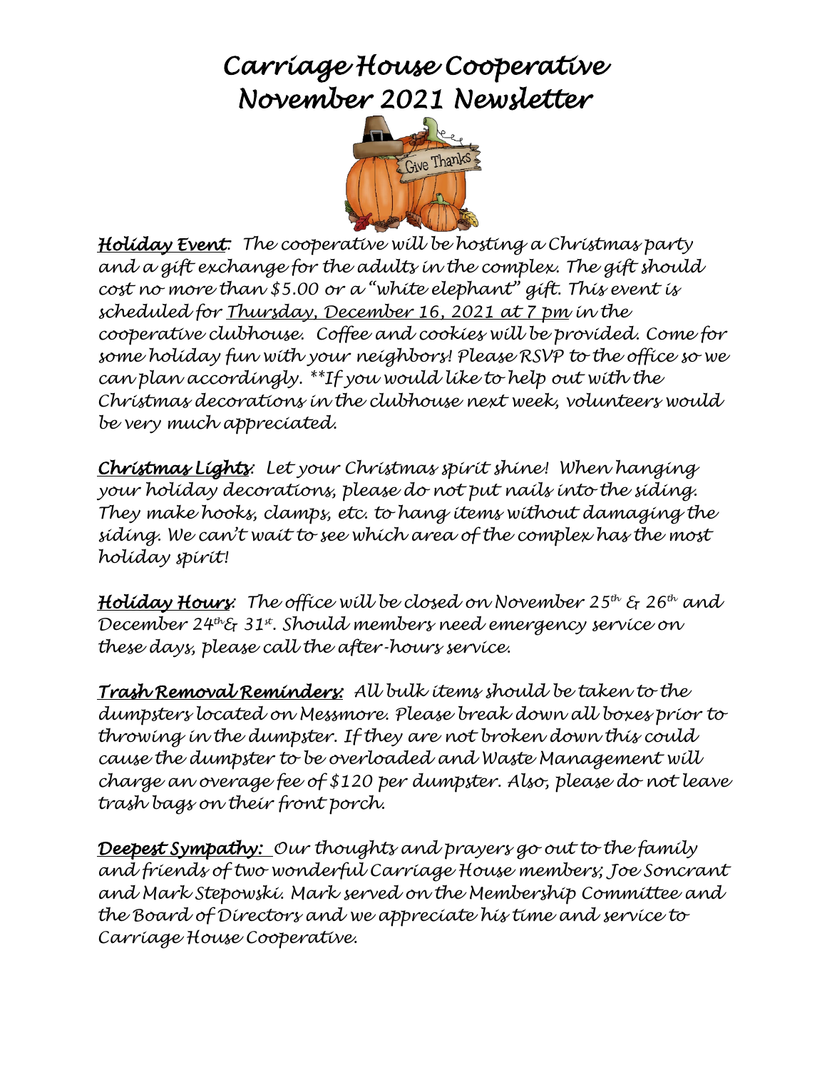# *Carriage House Cooperative*
# *November 2021 Newsletter*

***Holiday Event**: The cooperative will be hosting a Christmas party and a gift exchange for the adults in the complex. The gift should cost no more than $5.00 or a "white elephant" gift. This event is scheduled for Thursday, December 16, 2021 at 7 pm in the cooperative clubhouse. Coffee and cookies will be provided. Come for some holiday fun with your neighbors! Please RSVP to the office so we can plan accordingly. **If you would like to help out with the Christmas decorations in the clubhouse next week, volunteers would be very much appreciated.*

***Christmas Lights**: Let your Christmas spirit shine! When hanging your holiday decorations, please do not put nails into the siding. They make hooks, clamps, etc. to hang items without damaging the siding. We can't wait to see which area of the complex has the most holiday spirit!*

***Holiday Hours**: The office will be closed on November 25th & 26th and December 24th& 31st. Should members need emergency service on these days, please call the after-hours service.*

***Trash Removal Reminders:** All bulk items should be taken to the dumpsters located on Messmore. Please break down all boxes prior to throwing in the dumpster. If they are not broken down this could cause the dumpster to be overloaded and Waste Management will charge an overage fee of $120 per dumpster. Also, please do not leave trash bags on their front porch.*

***Deepest Sympathy:** Our thoughts and prayers go out to the family and friends of two wonderful Carriage House members; Joe Soncrant and Mark Stepowski. Mark served on the Membership Committee and the Board of Directors and we appreciate his time and service to Carriage House Cooperative.*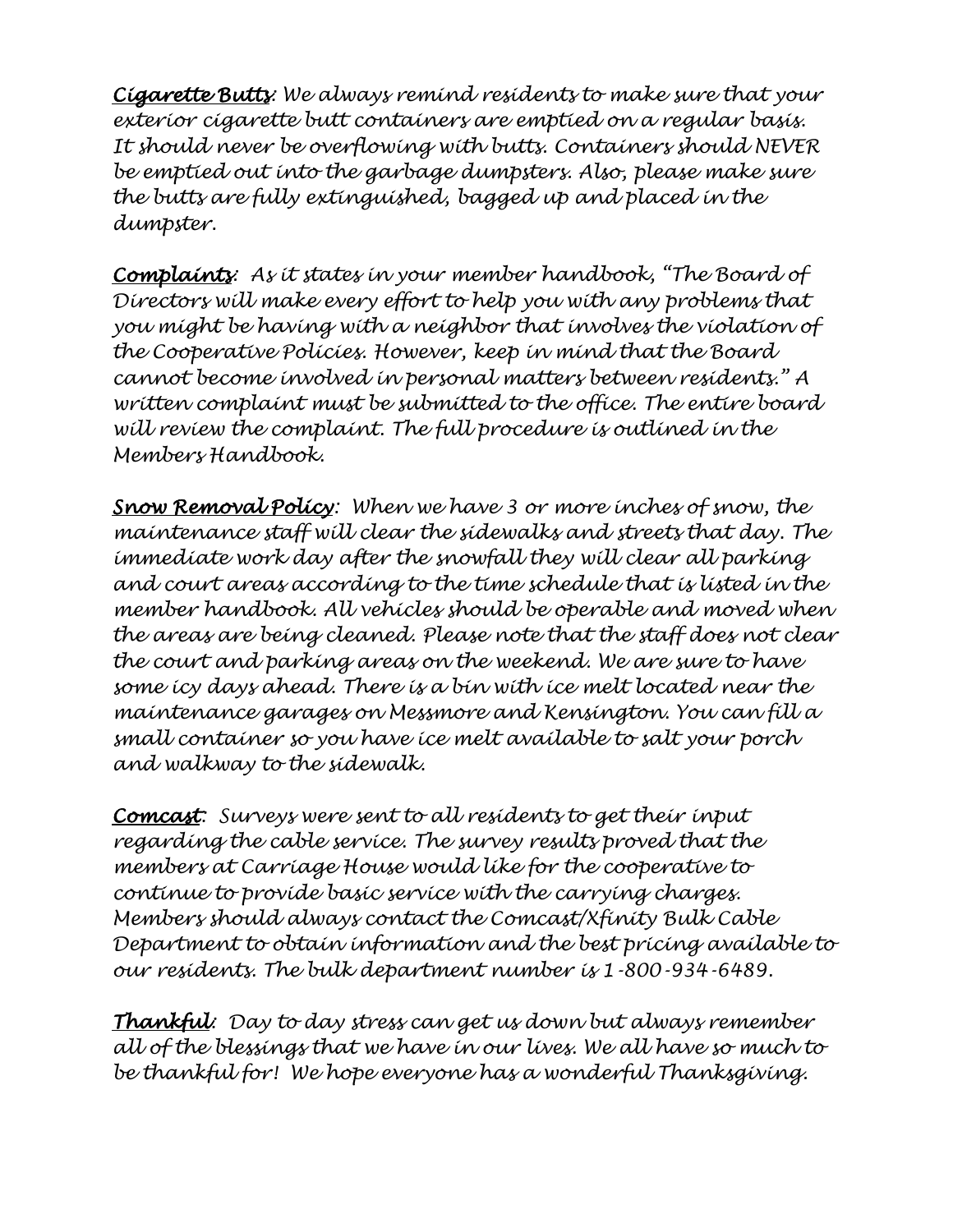***Cigarette Butts***: *We always remind residents to make sure that your exterior cigarette butt containers are emptied on a regular basis. It should never be overflowing with butts. Containers should NEVER be emptied out into the garbage dumpsters. Also, please make sure the butts are fully extinguished, bagged up and placed in the dumpster.*

***Complaints***: *As it states in your member handbook, "The Board of Directors will make every effort to help you with any problems that you might be having with a neighbor that involves the violation of the Cooperative Policies. However, keep in mind that the Board cannot become involved in personal matters between residents." A written complaint must be submitted to the office. The entire board will review the complaint. The full procedure is outlined in the Members Handbook.*

***Snow Removal Policy***: *When we have 3 or more inches of snow, the maintenance staff will clear the sidewalks and streets that day. The immediate work day after the snowfall they will clear all parking and court areas according to the time schedule that is listed in the member handbook. All vehicles should be operable and moved when the areas are being cleaned. Please note that the staff does not clear the court and parking areas on the weekend. We are sure to have some icy days ahead. There is a bin with ice melt located near the maintenance garages on Messmore and Kensington. You can fill a small container so you have ice melt available to salt your porch and walkway to the sidewalk.*

***Comcast***: *Surveys were sent to all residents to get their input regarding the cable service. The survey results proved that the members at Carriage House would like for the cooperative to continue to provide basic service with the carrying charges. Members should always contact the Comcast/Xfinity Bulk Cable Department to obtain information and the best pricing available to our residents. The bulk department number is 1-800-934-6489.*

***Thankful***: *Day to day stress can get us down but always remember all of the blessings that we have in our lives. We all have so much to be thankful for! We hope everyone has a wonderful Thanksgiving.*